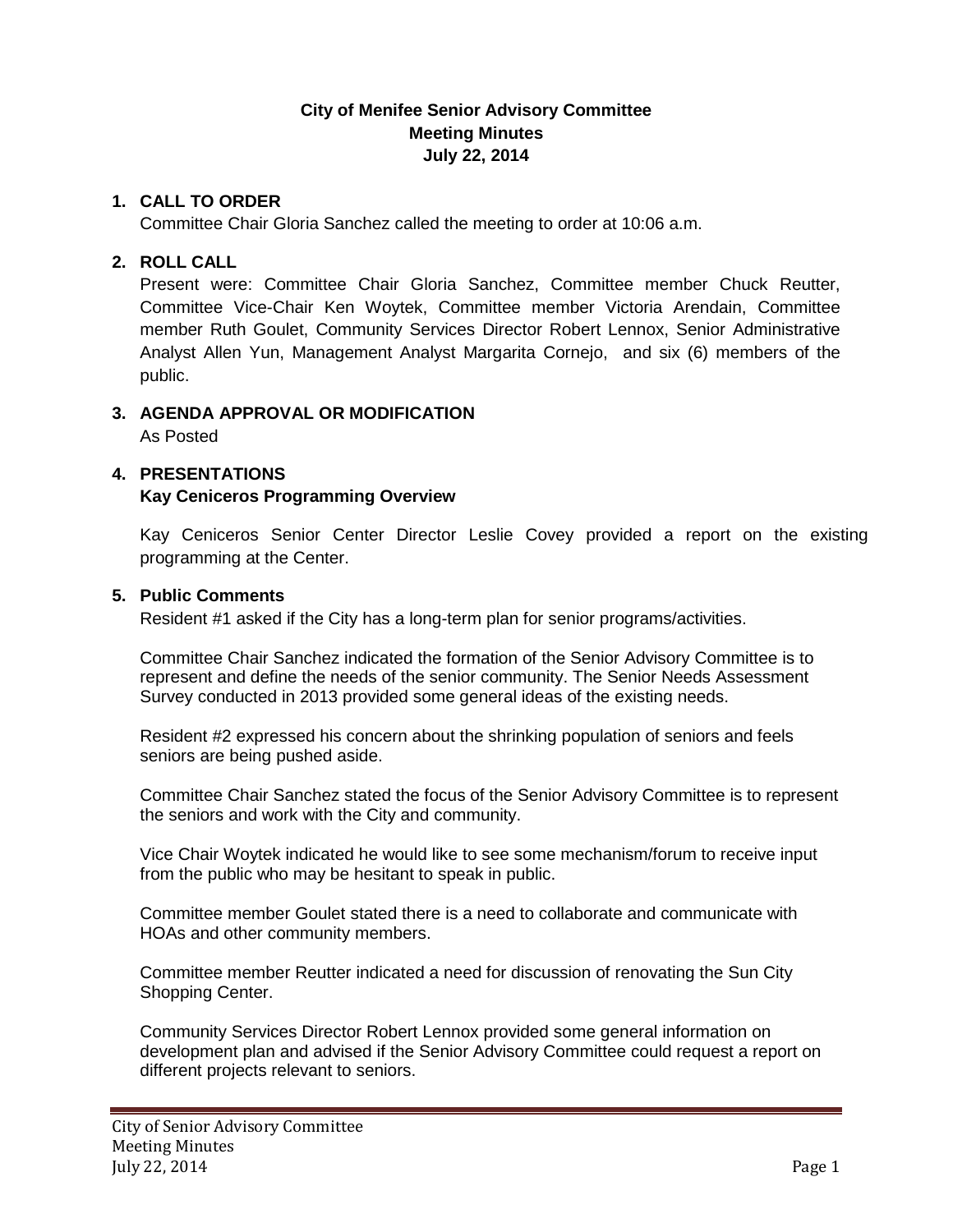# City of Menifee Senior Advisory Committee
## Meeting Minutes
## July 22, 2014

**1. CALL TO ORDER**

Committee Chair Gloria Sanchez called the meeting to order at 10:06 a.m.

**2. ROLL CALL**

Present were: Committee Chair Gloria Sanchez, Committee member Chuck Reutter, Committee Vice-Chair Ken Woytek, Committee member Victoria Arendain, Committee member Ruth Goulet, Community Services Director Robert Lennox, Senior Administrative Analyst Allen Yun, Management Analyst Margarita Cornejo, and six (6) members of the public.

**3. AGENDA APPROVAL OR MODIFICATION**

As Posted

**4. PRESENTATIONS**

**Kay Ceniceros Programming Overview**

Kay Ceniceros Senior Center Director Leslie Covey provided a report on the existing programming at the Center.

**5. Public Comments**

Resident #1 asked if the City has a long-term plan for senior programs/activities.

Committee Chair Sanchez indicated the formation of the Senior Advisory Committee is to represent and define the needs of the senior community. The Senior Needs Assessment Survey conducted in 2013 provided some general ideas of the existing needs.

Resident #2 expressed his concern about the shrinking population of seniors and feels seniors are being pushed aside.

Committee Chair Sanchez stated the focus of the Senior Advisory Committee is to represent the seniors and work with the City and community.

Vice Chair Woytek indicated he would like to see some mechanism/forum to receive input from the public who may be hesitant to speak in public.

Committee member Goulet stated there is a need to collaborate and communicate with HOAs and other community members.

Committee member Reutter indicated a need for discussion of renovating the Sun City Shopping Center.

Community Services Director Robert Lennox provided some general information on development plan and advised if the Senior Advisory Committee could request a report on different projects relevant to seniors.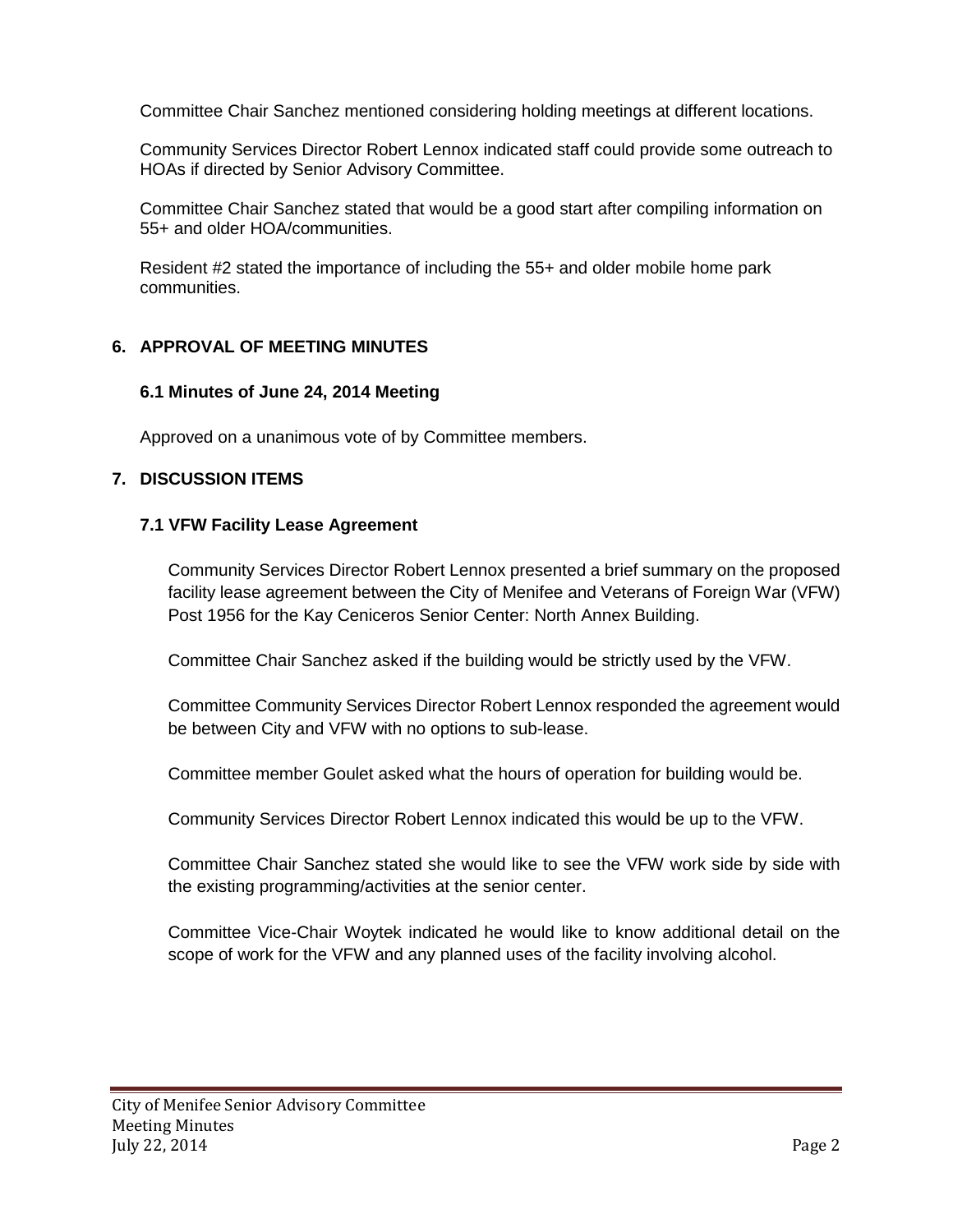Committee Chair Sanchez mentioned considering holding meetings at different locations.

Community Services Director Robert Lennox indicated staff could provide some outreach to HOAs if directed by Senior Advisory Committee.

Committee Chair Sanchez stated that would be a good start after compiling information on 55+ and older HOA/communities.

Resident #2 stated the importance of including the 55+ and older mobile home park communities.

## 6. APPROVAL OF MEETING MINUTES

### 6.1 Minutes of June 24, 2014 Meeting

Approved on a unanimous vote of by Committee members.

## 7. DISCUSSION ITEMS

### 7.1 VFW Facility Lease Agreement

Community Services Director Robert Lennox presented a brief summary on the proposed facility lease agreement between the City of Menifee and Veterans of Foreign War (VFW) Post 1956 for the Kay Ceniceros Senior Center: North Annex Building.

Committee Chair Sanchez asked if the building would be strictly used by the VFW.

Committee Community Services Director Robert Lennox responded the agreement would be between City and VFW with no options to sub-lease.

Committee member Goulet asked what the hours of operation for building would be.

Community Services Director Robert Lennox indicated this would be up to the VFW.

Committee Chair Sanchez stated she would like to see the VFW work side by side with the existing programming/activities at the senior center.

Committee Vice-Chair Woytek indicated he would like to know additional detail on the scope of work for the VFW and any planned uses of the facility involving alcohol.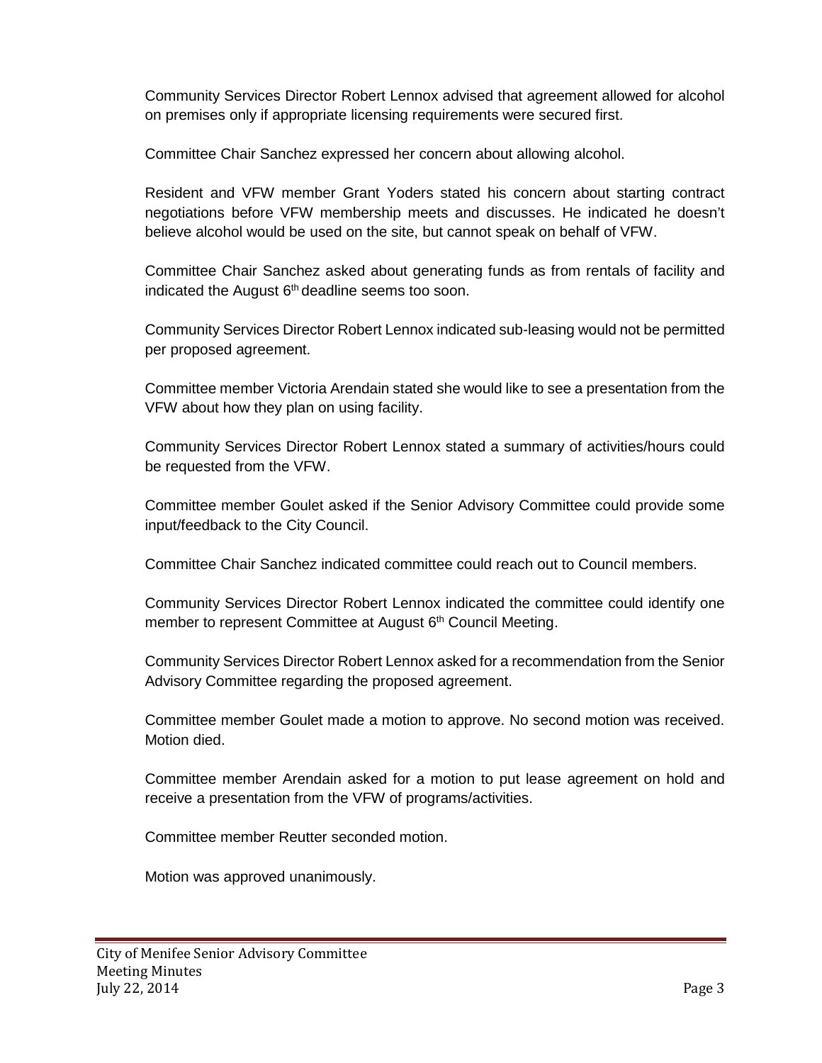Community Services Director Robert Lennox advised that agreement allowed for alcohol on premises only if appropriate licensing requirements were secured first.

Committee Chair Sanchez expressed her concern about allowing alcohol.

Resident and VFW member Grant Yoders stated his concern about starting contract negotiations before VFW membership meets and discusses. He indicated he doesn't believe alcohol would be used on the site, but cannot speak on behalf of VFW.

Committee Chair Sanchez asked about generating funds as from rentals of facility and indicated the August 6th deadline seems too soon.

Community Services Director Robert Lennox indicated sub-leasing would not be permitted per proposed agreement.

Committee member Victoria Arendain stated she would like to see a presentation from the VFW about how they plan on using facility.

Community Services Director Robert Lennox stated a summary of activities/hours could be requested from the VFW.

Committee member Goulet asked if the Senior Advisory Committee could provide some input/feedback to the City Council.

Committee Chair Sanchez indicated committee could reach out to Council members.

Community Services Director Robert Lennox indicated the committee could identify one member to represent Committee at August 6th Council Meeting.

Community Services Director Robert Lennox asked for a recommendation from the Senior Advisory Committee regarding the proposed agreement.

Committee member Goulet made a motion to approve. No second motion was received. Motion died.

Committee member Arendain asked for a motion to put lease agreement on hold and receive a presentation from the VFW of programs/activities.

Committee member Reutter seconded motion.

Motion was approved unanimously.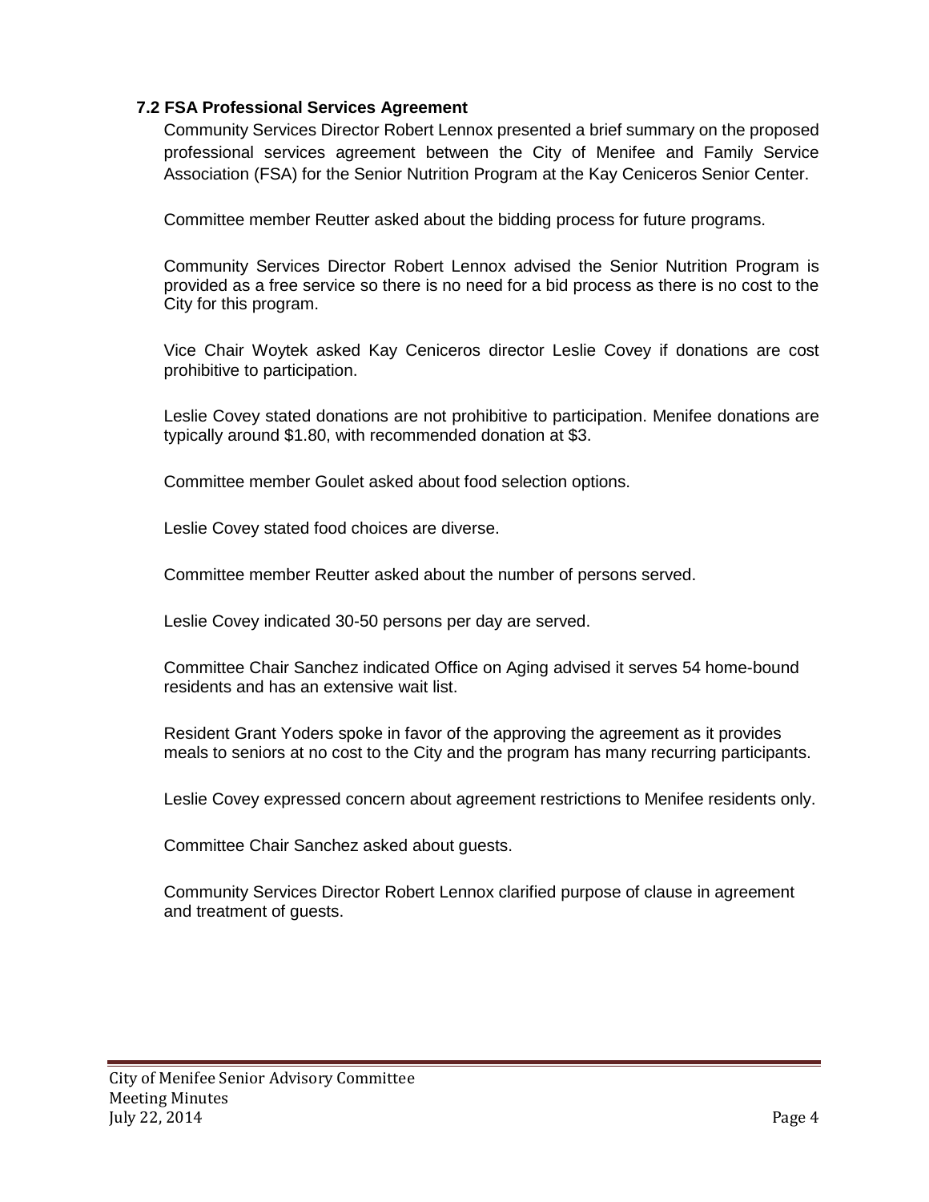### 7.2 FSA Professional Services Agreement

Community Services Director Robert Lennox presented a brief summary on the proposed professional services agreement between the City of Menifee and Family Service Association (FSA) for the Senior Nutrition Program at the Kay Ceniceros Senior Center.

Committee member Reutter asked about the bidding process for future programs.

Community Services Director Robert Lennox advised the Senior Nutrition Program is provided as a free service so there is no need for a bid process as there is no cost to the City for this program.

Vice Chair Woytek asked Kay Ceniceros director Leslie Covey if donations are cost prohibitive to participation.

Leslie Covey stated donations are not prohibitive to participation. Menifee donations are typically around $1.80, with recommended donation at $3.

Committee member Goulet asked about food selection options.

Leslie Covey stated food choices are diverse.

Committee member Reutter asked about the number of persons served.

Leslie Covey indicated 30-50 persons per day are served.

Committee Chair Sanchez indicated Office on Aging advised it serves 54 home-bound residents and has an extensive wait list.

Resident Grant Yoders spoke in favor of the approving the agreement as it provides meals to seniors at no cost to the City and the program has many recurring participants.

Leslie Covey expressed concern about agreement restrictions to Menifee residents only.

Committee Chair Sanchez asked about guests.

Community Services Director Robert Lennox clarified purpose of clause in agreement and treatment of guests.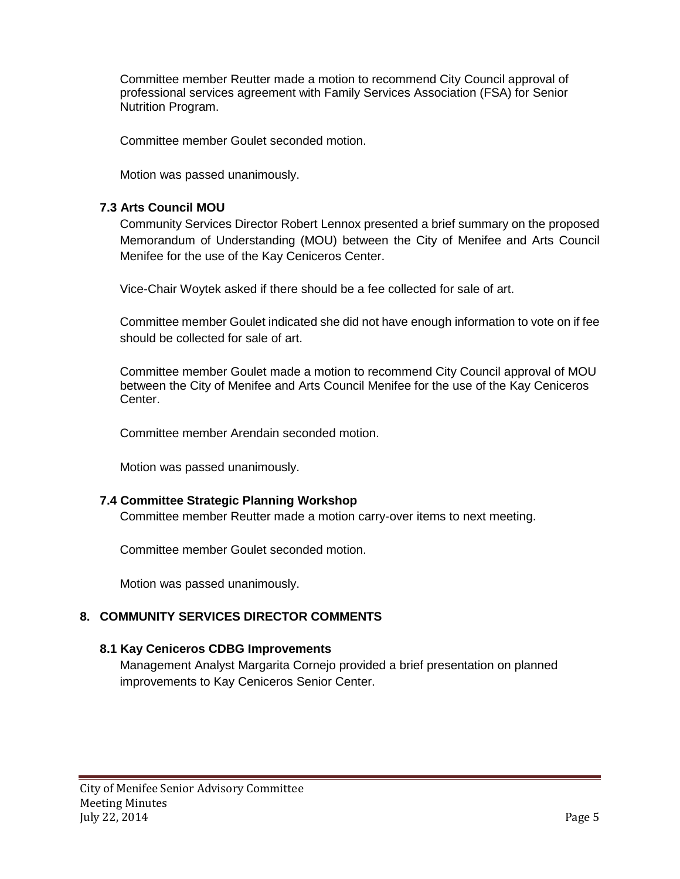Committee member Reutter made a motion to recommend City Council approval of professional services agreement with Family Services Association (FSA) for Senior Nutrition Program.

Committee member Goulet seconded motion.

Motion was passed unanimously.

### 7.3 Arts Council MOU

Community Services Director Robert Lennox presented a brief summary on the proposed Memorandum of Understanding (MOU) between the City of Menifee and Arts Council Menifee for the use of the Kay Ceniceros Center.

Vice-Chair Woytek asked if there should be a fee collected for sale of art.

Committee member Goulet indicated she did not have enough information to vote on if fee should be collected for sale of art.

Committee member Goulet made a motion to recommend City Council approval of MOU between the City of Menifee and Arts Council Menifee for the use of the Kay Ceniceros Center.

Committee member Arendain seconded motion.

Motion was passed unanimously.

### 7.4 Committee Strategic Planning Workshop

Committee member Reutter made a motion carry-over items to next meeting.

Committee member Goulet seconded motion.

Motion was passed unanimously.

## 8. COMMUNITY SERVICES DIRECTOR COMMENTS

### 8.1 Kay Ceniceros CDBG Improvements

Management Analyst Margarita Cornejo provided a brief presentation on planned improvements to Kay Ceniceros Senior Center.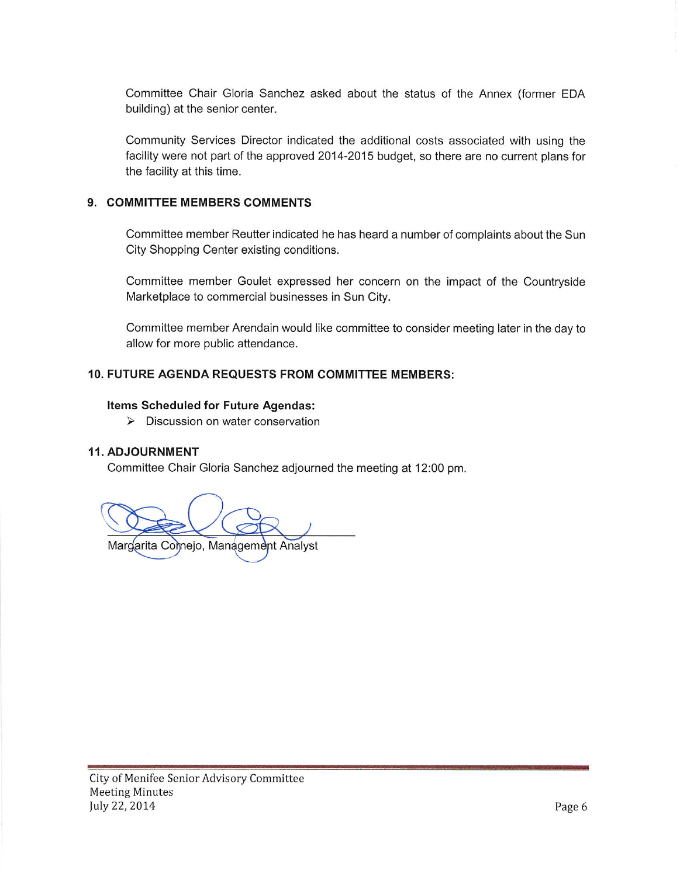Committee Chair Gloria Sanchez asked about the status of the Annex (former EDA building) at the senior center.

Community Services Director indicated the additional costs associated with using the facility were not part of the approved 2014-2015 budget, so there are no current plans for the facility at this time.

## 9. COMMITTEE MEMBERS COMMENTS

Committee member Reutter indicated he has heard a number of complaints about the Sun City Shopping Center existing conditions.

Committee member Goulet expressed her concern on the impact of the Countryside Marketplace to commercial businesses in Sun City.

Committee member Arendain would like committee to consider meeting later in the day to allow for more public attendance.

## 10. FUTURE AGENDA REQUESTS FROM COMMITTEE MEMBERS:

**Items Scheduled for Future Agendas:**

- Discussion on water conservation

## 11. ADJOURNMENT

Committee Chair Gloria Sanchez adjourned the meeting at 12:00 pm.

Margarita Cornejo, Management Analyst